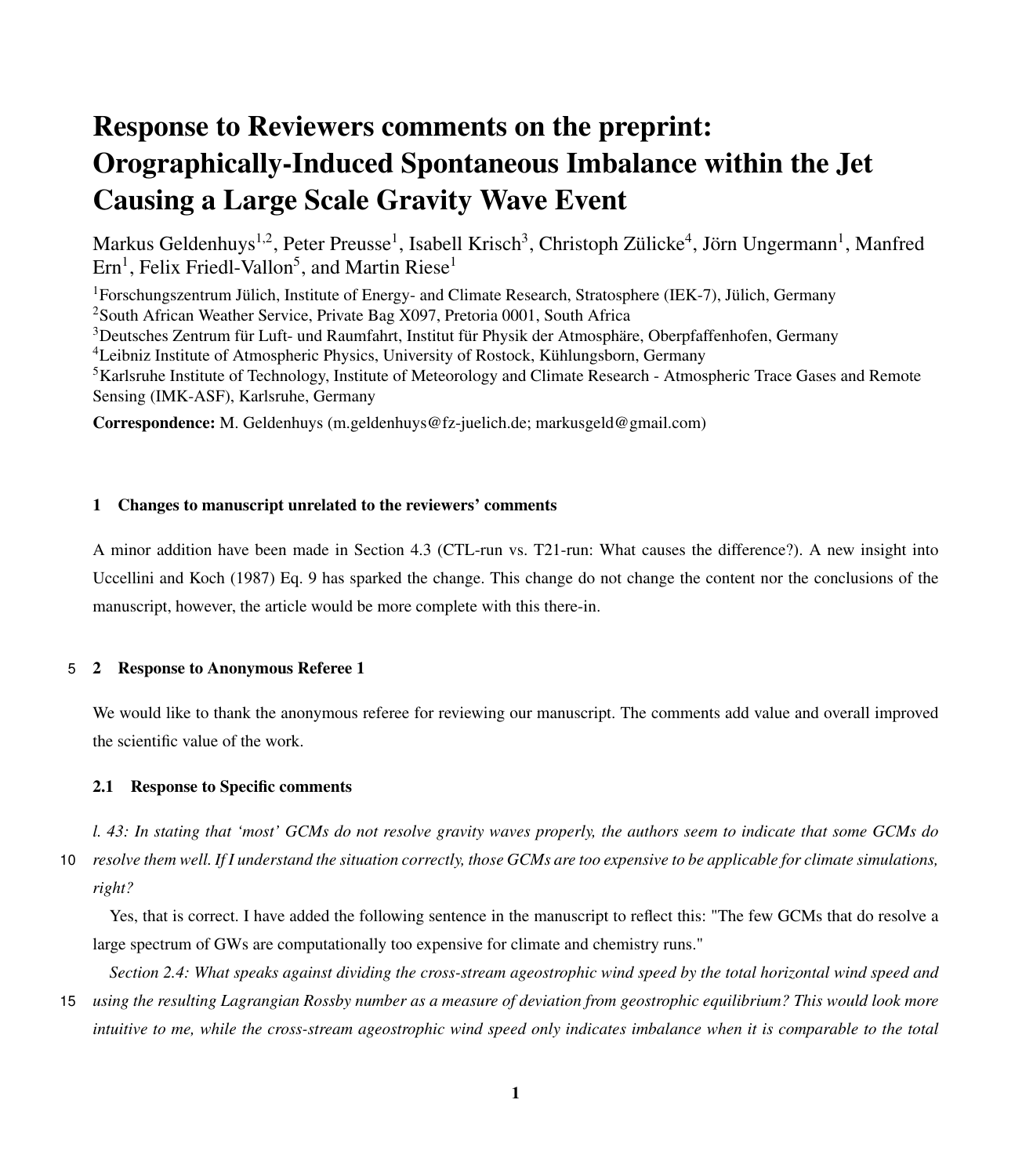# Response to Reviewers comments on the preprint: Orographically-Induced Spontaneous Imbalance within the Jet Causing a Large Scale Gravity Wave Event

Markus Geldenhuys[1,2], Peter Preusse[1], Isabell Krisch[3], Christoph Zülicke[4], Jörn Ungermann[1], Manfred Ern[1], Felix Friedl-Vallon[5], and Martin Riese[1]

[1]Forschungszentrum Jülich, Institute of Energy- and Climate Research, Stratosphere (IEK-7), Jülich, Germany
[2]South African Weather Service, Private Bag X097, Pretoria 0001, South Africa
[3]Deutsches Zentrum für Luft- und Raumfahrt, Institut für Physik der Atmosphäre, Oberpfaffenhofen, Germany
[4]Leibniz Institute of Atmospheric Physics, University of Rostock, Kühlungsborn, Germany
[5]Karlsruhe Institute of Technology, Institute of Meteorology and Climate Research - Atmospheric Trace Gases and Remote Sensing (IMK-ASF), Karlsruhe, Germany

**Correspondence:** M. Geldenhuys (m.geldenhuys@fz-juelich.de; markusgeld@gmail.com)

### 1 Changes to manuscript unrelated to the reviewers' comments

A minor addition have been made in Section 4.3 (CTL-run vs. T21-run: What causes the difference?). A new insight into Uccellini and Koch (1987) Eq. 9 has sparked the change. This change do not change the content nor the conclusions of the manuscript, however, the article would be more complete with this there-in.

### 2 Response to Anonymous Referee 1

We would like to thank the anonymous referee for reviewing our manuscript. The comments add value and overall improved the scientific value of the work.

#### 2.1 Response to Specific comments

*l. 43: In stating that 'most' GCMs do not resolve gravity waves properly, the authors seem to indicate that some GCMs do resolve them well. If I understand the situation correctly, those GCMs are too expensive to be applicable for climate simulations, right?*

Yes, that is correct. I have added the following sentence in the manuscript to reflect this: "The few GCMs that do resolve a large spectrum of GWs are computationally too expensive for climate and chemistry runs."

*Section 2.4: What speaks against dividing the cross-stream ageostrophic wind speed by the total horizontal wind speed and using the resulting Lagrangian Rossby number as a measure of deviation from geostrophic equilibrium? This would look more intuitive to me, while the cross-stream ageostrophic wind speed only indicates imbalance when it is comparable to the total*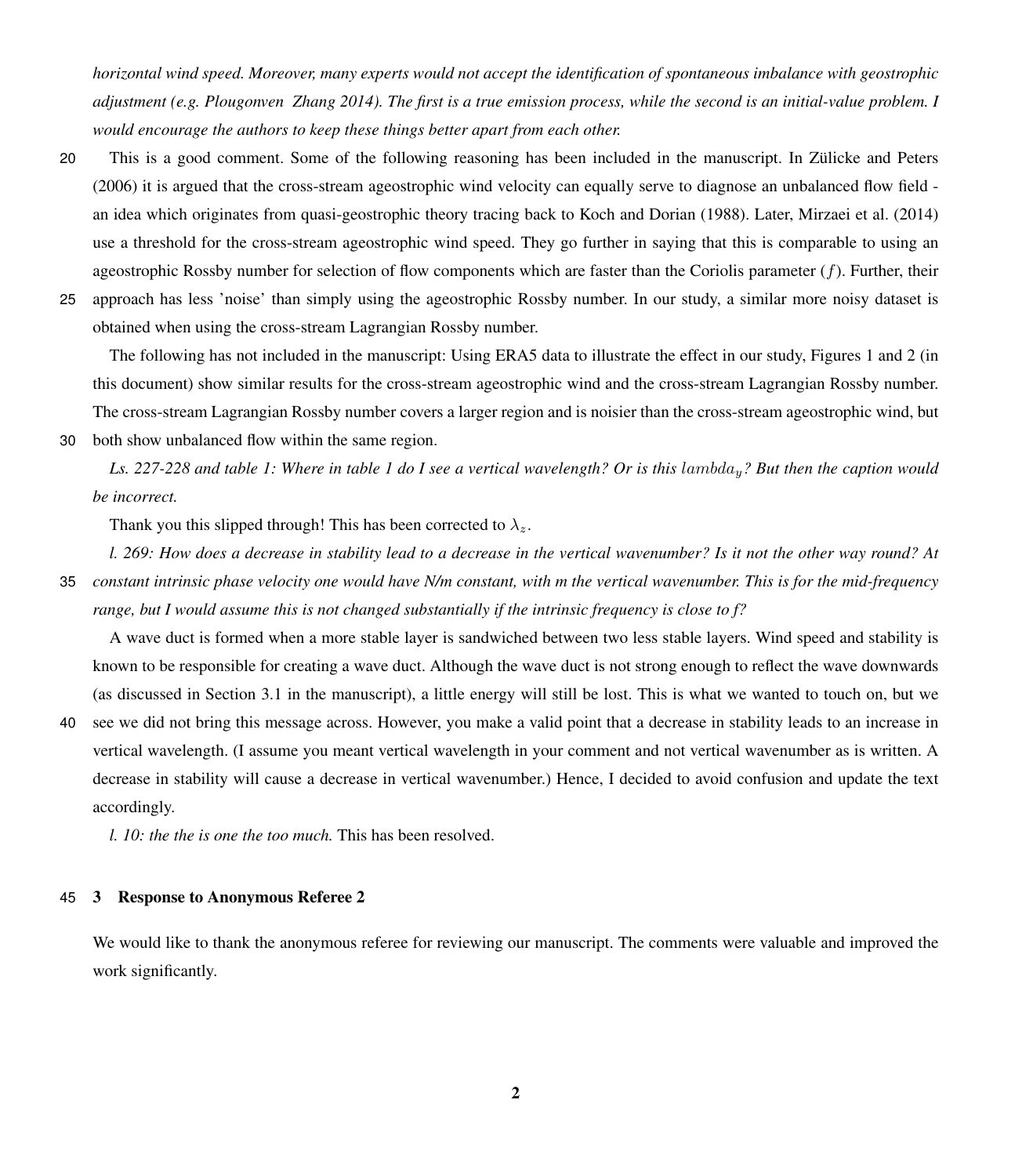*horizontal wind speed. Moreover, many experts would not accept the identification of spontaneous imbalance with geostrophic adjustment (e.g. Plougonven Zhang 2014). The first is a true emission process, while the second is an initial-value problem. I would encourage the authors to keep these things better apart from each other.*

This is a good comment. Some of the following reasoning has been included in the manuscript. In Zülicke and Peters (2006) it is argued that the cross-stream ageostrophic wind velocity can equally serve to diagnose an unbalanced flow field - an idea which originates from quasi-geostrophic theory tracing back to Koch and Dorian (1988). Later, Mirzaei et al. (2014) use a threshold for the cross-stream ageostrophic wind speed. They go further in saying that this is comparable to using an ageostrophic Rossby number for selection of flow components which are faster than the Coriolis parameter ($f$). Further, their approach has less 'noise' than simply using the ageostrophic Rossby number. In our study, a similar more noisy dataset is obtained when using the cross-stream Lagrangian Rossby number.

The following has not included in the manuscript: Using ERA5 data to illustrate the effect in our study, Figures 1 and 2 (in this document) show similar results for the cross-stream ageostrophic wind and the cross-stream Lagrangian Rossby number. The cross-stream Lagrangian Rossby number covers a larger region and is noisier than the cross-stream ageostrophic wind, but both show unbalanced flow within the same region.

*Ls. 227-228 and table 1: Where in table 1 do I see a vertical wavelength? Or is this $lambda_y$? But then the caption would be incorrect.*

Thank you this slipped through! This has been corrected to $\lambda_z$.

*l. 269: How does a decrease in stability lead to a decrease in the vertical wavenumber? Is it not the other way round? At constant intrinsic phase velocity one would have N/m constant, with m the vertical wavenumber. This is for the mid-frequency range, but I would assume this is not changed substantially if the intrinsic frequency is close to f?*

A wave duct is formed when a more stable layer is sandwiched between two less stable layers. Wind speed and stability is known to be responsible for creating a wave duct. Although the wave duct is not strong enough to reflect the wave downwards (as discussed in Section 3.1 in the manuscript), a little energy will still be lost. This is what we wanted to touch on, but we see we did not bring this message across. However, you make a valid point that a decrease in stability leads to an increase in vertical wavelength. (I assume you meant vertical wavelength in your comment and not vertical wavenumber as is written. A decrease in stability will cause a decrease in vertical wavenumber.) Hence, I decided to avoid confusion and update the text accordingly.

*l. 10: the the is one the too much.* This has been resolved.

## 3 Response to Anonymous Referee 2

We would like to thank the anonymous referee for reviewing our manuscript. The comments were valuable and improved the work significantly.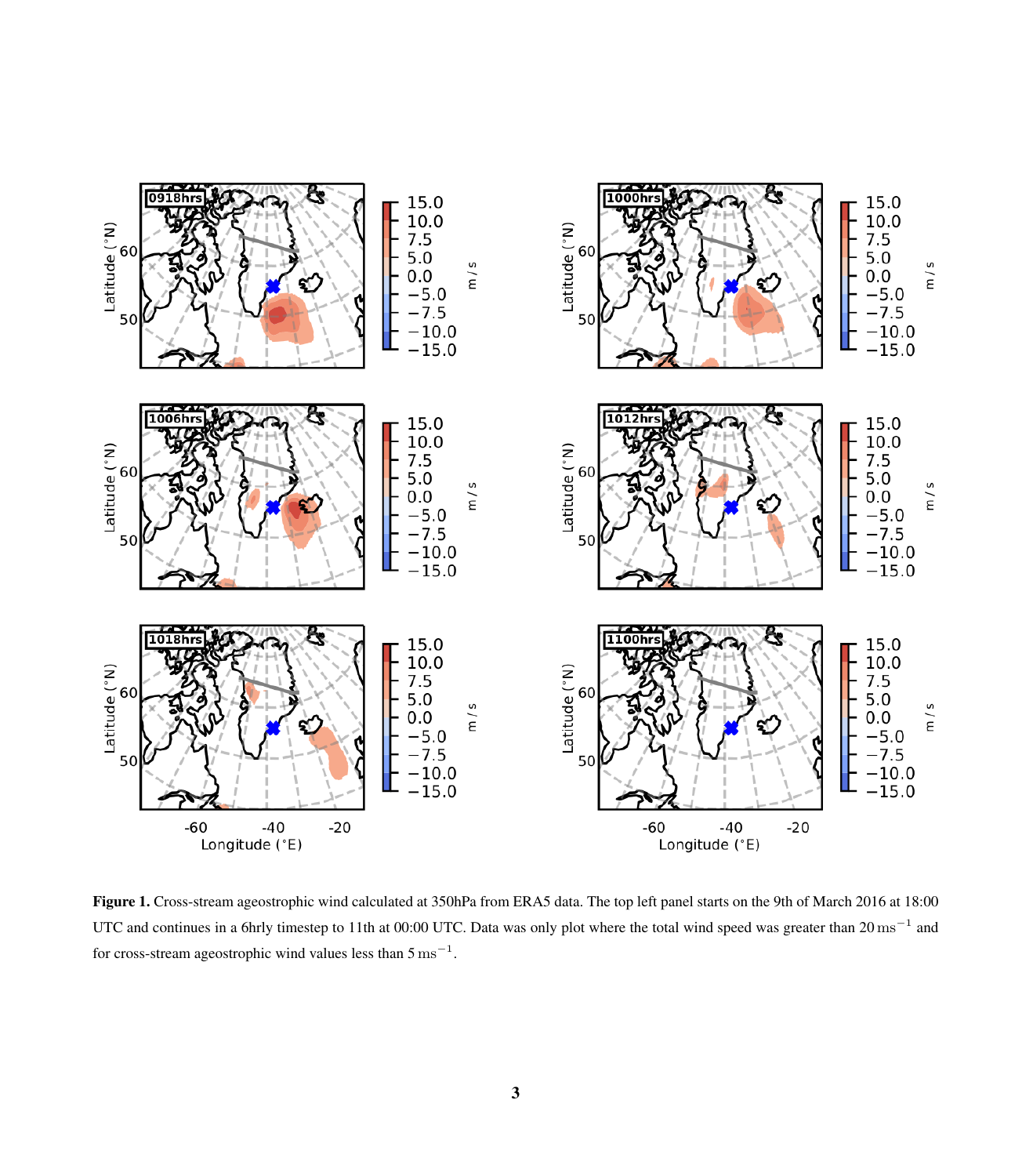**Figure 1.** Cross-stream ageostrophic wind calculated at 350hPa from ERA5 data. The top left panel starts on the 9th of March 2016 at 18:00 UTC and continues in a 6hrly timestep to 11th at 00:00 UTC. Data was only plot where the total wind speed was greater than 20 $\mathrm{ms^{-1}}$ and for cross-stream ageostrophic wind values less than 5 $\mathrm{ms^{-1}}$.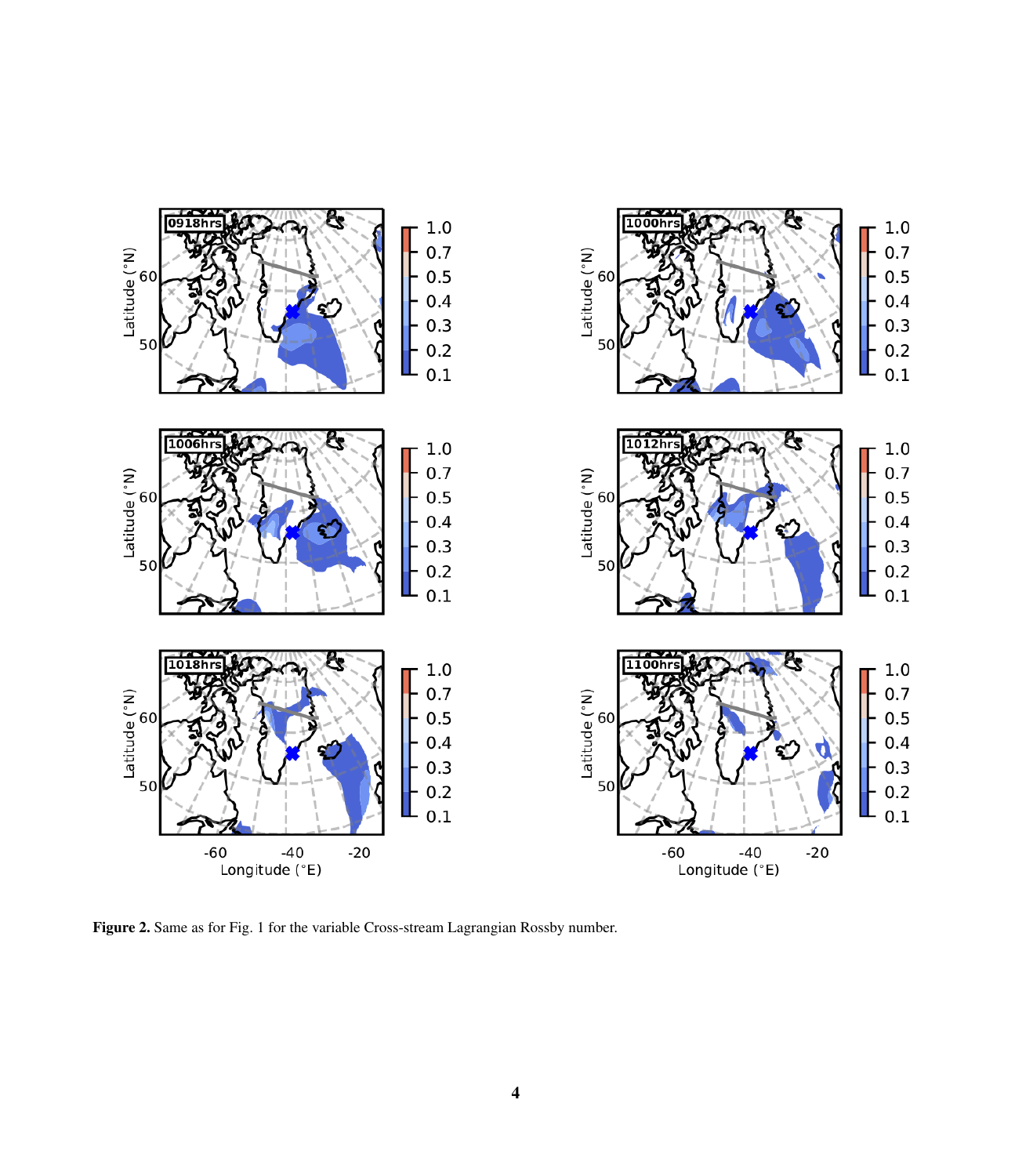**Figure 2.** Same as for Fig. 1 for the variable Cross-stream Lagrangian Rossby number.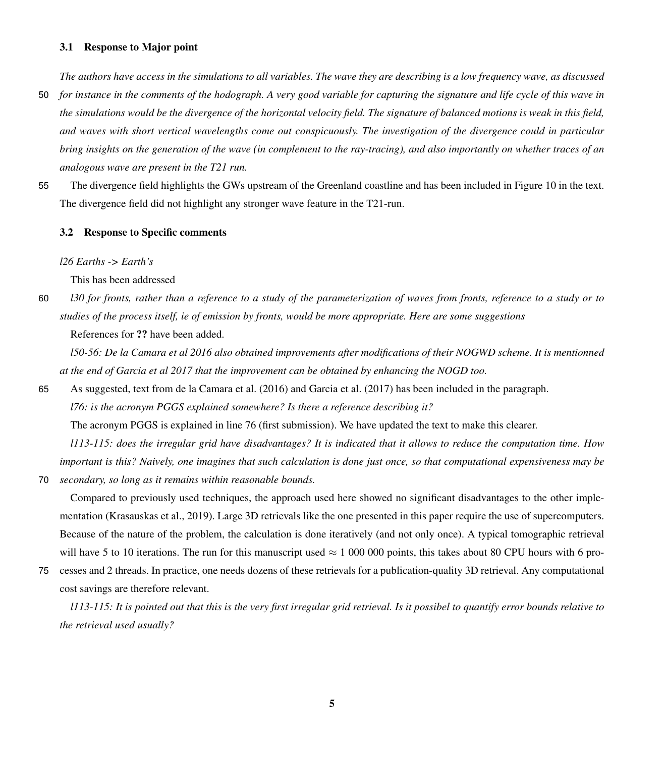### 3.1 Response to Major point

*The authors have access in the simulations to all variables. The wave they are describing is a low frequency wave, as discussed for instance in the comments of the hodograph. A very good variable for capturing the signature and life cycle of this wave in the simulations would be the divergence of the horizontal velocity field. The signature of balanced motions is weak in this field, and waves with short vertical wavelengths come out conspicuously. The investigation of the divergence could in particular bring insights on the generation of the wave (in complement to the ray-tracing), and also importantly on whether traces of an analogous wave are present in the T21 run.*

The divergence field highlights the GWs upstream of the Greenland coastline and has been included in Figure 10 in the text. The divergence field did not highlight any stronger wave feature in the T21-run.

### 3.2 Response to Specific comments

*l26 Earths -> Earth's*

This has been addressed

*l30 for fronts, rather than a reference to a study of the parameterization of waves from fronts, reference to a study or to studies of the process itself, ie of emission by fronts, would be more appropriate. Here are some suggestions*

References for **??** have been added.

*l50-56: De la Camara et al 2016 also obtained improvements after modifications of their NOGWD scheme. It is mentionned at the end of Garcia et al 2017 that the improvement can be obtained by enhancing the NOGD too.*

As suggested, text from de la Camara et al. (2016) and Garcia et al. (2017) has been included in the paragraph.

*l76: is the acronym PGGS explained somewhere? Is there a reference describing it?*

The acronym PGGS is explained in line 76 (first submission). We have updated the text to make this clearer.

*l113-115: does the irregular grid have disadvantages? It is indicated that it allows to reduce the computation time. How important is this? Naively, one imagines that such calculation is done just once, so that computational expensiveness may be secondary, so long as it remains within reasonable bounds.*

Compared to previously used techniques, the approach used here showed no significant disadvantages to the other implementation (Krasauskas et al., 2019). Large 3D retrievals like the one presented in this paper require the use of supercomputers. Because of the nature of the problem, the calculation is done iteratively (and not only once). A typical tomographic retrieval will have 5 to 10 iterations. The run for this manuscript used $\approx$ 1 000 000 points, this takes about 80 CPU hours with 6 processes and 2 threads. In practice, one needs dozens of these retrievals for a publication-quality 3D retrieval. Any computational cost savings are therefore relevant.

*l113-115: It is pointed out that this is the very first irregular grid retrieval. Is it possibel to quantify error bounds relative to the retrieval used usually?*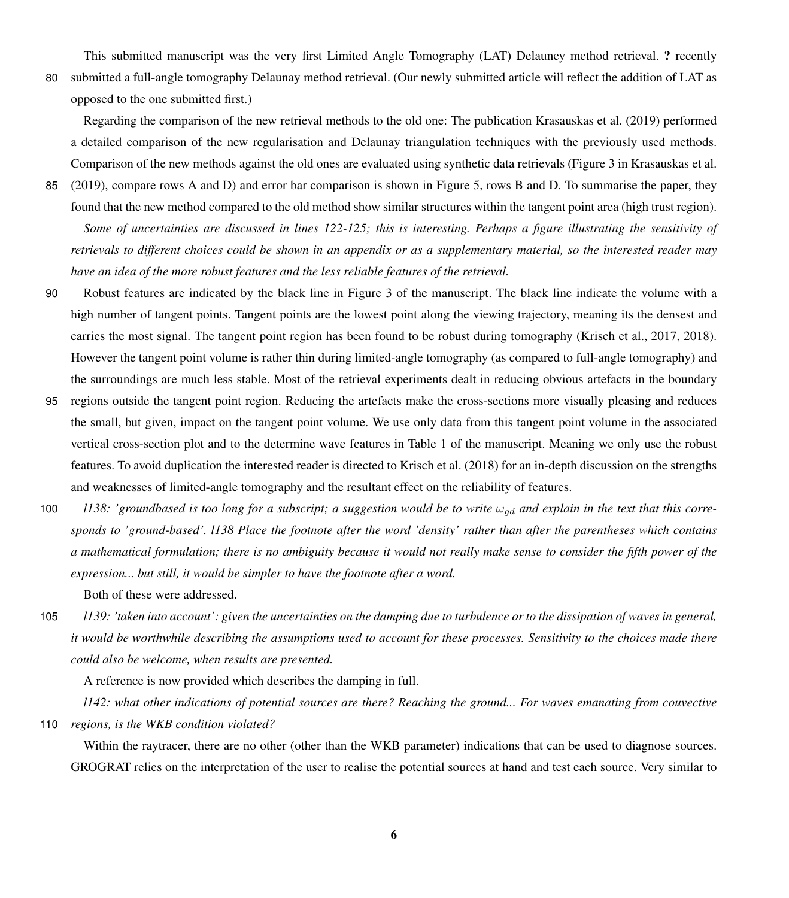This submitted manuscript was the very first Limited Angle Tomography (LAT) Delauney method retrieval. **?** recently submitted a full-angle tomography Delaunay method retrieval. (Our newly submitted article will reflect the addition of LAT as opposed to the one submitted first.)

Regarding the comparison of the new retrieval methods to the old one: The publication Krasauskas et al. (2019) performed a detailed comparison of the new regularisation and Delaunay triangulation techniques with the previously used methods. Comparison of the new methods against the old ones are evaluated using synthetic data retrievals (Figure 3 in Krasauskas et al. (2019), compare rows A and D) and error bar comparison is shown in Figure 5, rows B and D. To summarise the paper, they found that the new method compared to the old method show similar structures within the tangent point area (high trust region).

*Some of uncertainties are discussed in lines 122-125; this is interesting. Perhaps a figure illustrating the sensitivity of retrievals to different choices could be shown in an appendix or as a supplementary material, so the interested reader may have an idea of the more robust features and the less reliable features of the retrieval.*

Robust features are indicated by the black line in Figure 3 of the manuscript. The black line indicate the volume with a high number of tangent points. Tangent points are the lowest point along the viewing trajectory, meaning its the densest and carries the most signal. The tangent point region has been found to be robust during tomography (Krisch et al., 2017, 2018). However the tangent point volume is rather thin during limited-angle tomography (as compared to full-angle tomography) and the surroundings are much less stable. Most of the retrieval experiments dealt in reducing obvious artefacts in the boundary regions outside the tangent point region. Reducing the artefacts make the cross-sections more visually pleasing and reduces the small, but given, impact on the tangent point volume. We use only data from this tangent point volume in the associated vertical cross-section plot and to the determine wave features in Table 1 of the manuscript. Meaning we only use the robust features. To avoid duplication the interested reader is directed to Krisch et al. (2018) for an in-depth discussion on the strengths and weaknesses of limited-angle tomography and the resultant effect on the reliability of features.

*l138: 'groundbased is too long for a subscript; a suggestion would be to write $\omega_{gd}$ and explain in the text that this corresponds to 'ground-based'. l138 Place the footnote after the word 'density' rather than after the parentheses which contains a mathematical formulation; there is no ambiguity because it would not really make sense to consider the fifth power of the expression... but still, it would be simpler to have the footnote after a word.*

Both of these were addressed.

*l139: 'taken into account': given the uncertainties on the damping due to turbulence or to the dissipation of waves in general, it would be worthwhile describing the assumptions used to account for these processes. Sensitivity to the choices made there could also be welcome, when results are presented.*

A reference is now provided which describes the damping in full.

*l142: what other indications of potential sources are there? Reaching the ground... For waves emanating from couvective regions, is the WKB condition violated?*

Within the raytracer, there are no other (other than the WKB parameter) indications that can be used to diagnose sources. GROGRAT relies on the interpretation of the user to realise the potential sources at hand and test each source. Very similar to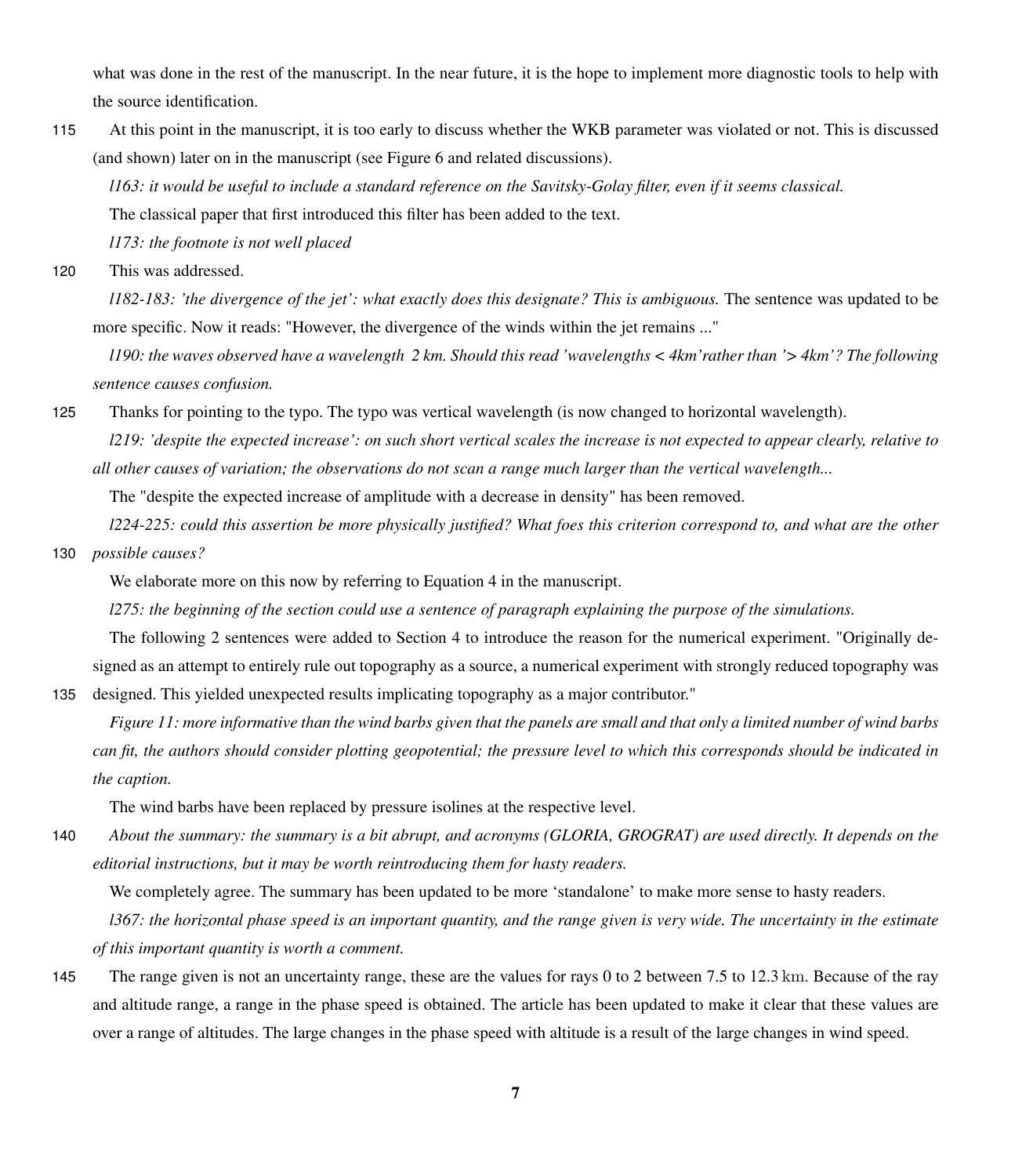what was done in the rest of the manuscript. In the near future, it is the hope to implement more diagnostic tools to help with the source identification.

At this point in the manuscript, it is too early to discuss whether the WKB parameter was violated or not. This is discussed (and shown) later on in the manuscript (see Figure 6 and related discussions).

*l163: it would be useful to include a standard reference on the Savitsky-Golay filter, even if it seems classical.*

The classical paper that first introduced this filter has been added to the text.

*l173: the footnote is not well placed*

This was addressed.

*l182-183: 'the divergence of the jet': what exactly does this designate? This is ambiguous.* The sentence was updated to be more specific. Now it reads: "However, the divergence of the winds within the jet remains ..."

*l190: the waves observed have a wavelength 2 km. Should this read 'wavelengths < 4km' rather than '> 4km'? The following sentence causes confusion.*

Thanks for pointing to the typo. The typo was vertical wavelength (is now changed to horizontal wavelength).

*l219: 'despite the expected increase': on such short vertical scales the increase is not expected to appear clearly, relative to all other causes of variation; the observations do not scan a range much larger than the vertical wavelength...*

The "despite the expected increase of amplitude with a decrease in density" has been removed.

*l224-225: could this assertion be more physically justified? What foes this criterion correspond to, and what are the other possible causes?*

We elaborate more on this now by referring to Equation 4 in the manuscript.

*l275: the beginning of the section could use a sentence of paragraph explaining the purpose of the simulations.*

The following 2 sentences were added to Section 4 to introduce the reason for the numerical experiment. "Originally designed as an attempt to entirely rule out topography as a source, a numerical experiment with strongly reduced topography was designed. This yielded unexpected results implicating topography as a major contributor."

*Figure 11: more informative than the wind barbs given that the panels are small and that only a limited number of wind barbs can fit, the authors should consider plotting geopotential; the pressure level to which this corresponds should be indicated in the caption.*

The wind barbs have been replaced by pressure isolines at the respective level.

*About the summary: the summary is a bit abrupt, and acronyms (GLORIA, GROGRAT) are used directly. It depends on the editorial instructions, but it may be worth reintroducing them for hasty readers.*

We completely agree. The summary has been updated to be more 'standalone' to make more sense to hasty readers.

*l367: the horizontal phase speed is an important quantity, and the range given is very wide. The uncertainty in the estimate of this important quantity is worth a comment.*

The range given is not an uncertainty range, these are the values for rays 0 to 2 between 7.5 to 12.3 km. Because of the ray and altitude range, a range in the phase speed is obtained. The article has been updated to make it clear that these values are over a range of altitudes. The large changes in the phase speed with altitude is a result of the large changes in wind speed.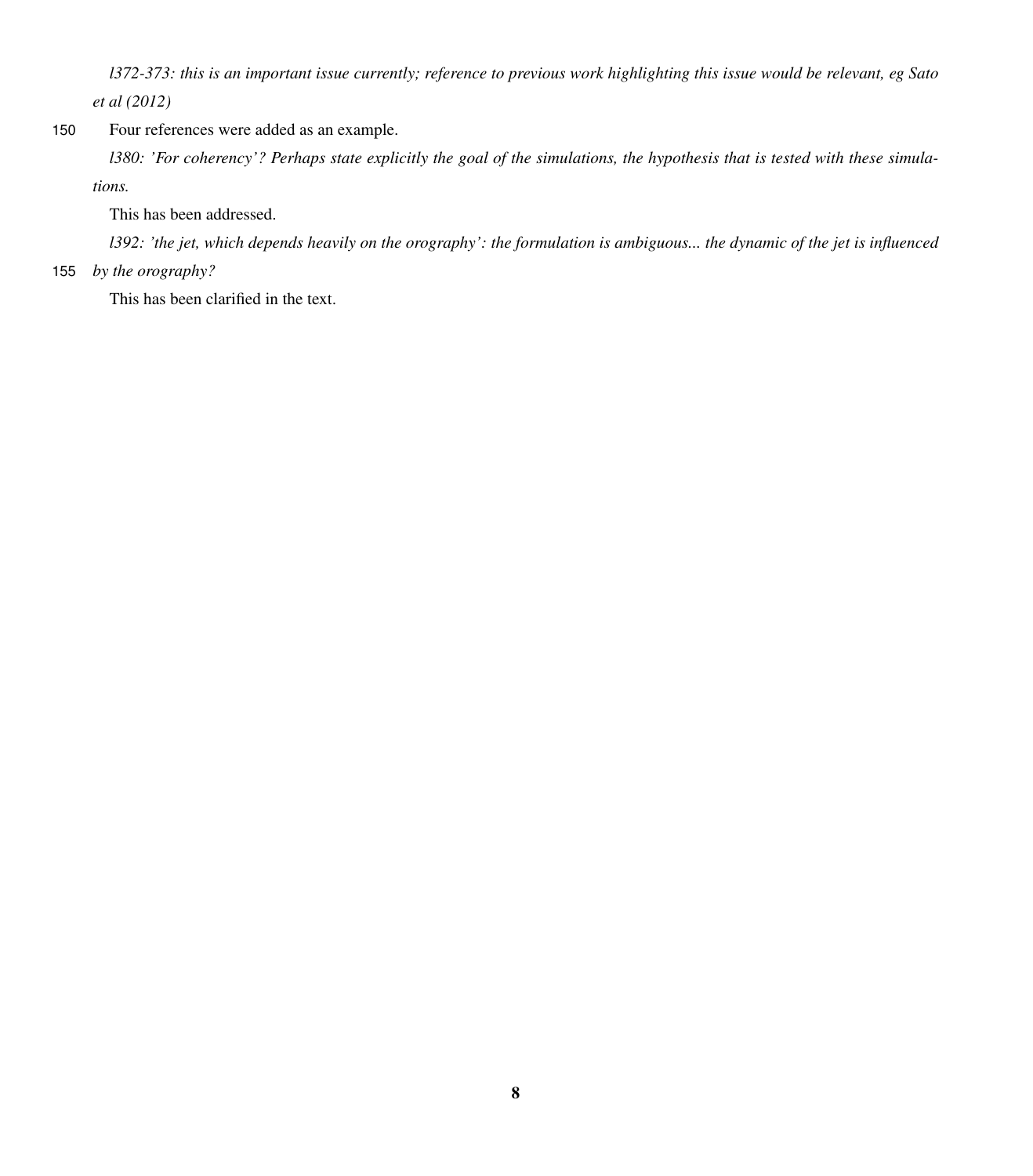*l372-373: this is an important issue currently; reference to previous work highlighting this issue would be relevant, eg Sato et al (2012)*

Four references were added as an example.

*l380: 'For coherency'? Perhaps state explicitly the goal of the simulations, the hypothesis that is tested with these simulations.*

This has been addressed.

*l392: 'the jet, which depends heavily on the orography': the formulation is ambiguous... the dynamic of the jet is influenced by the orography?*

This has been clarified in the text.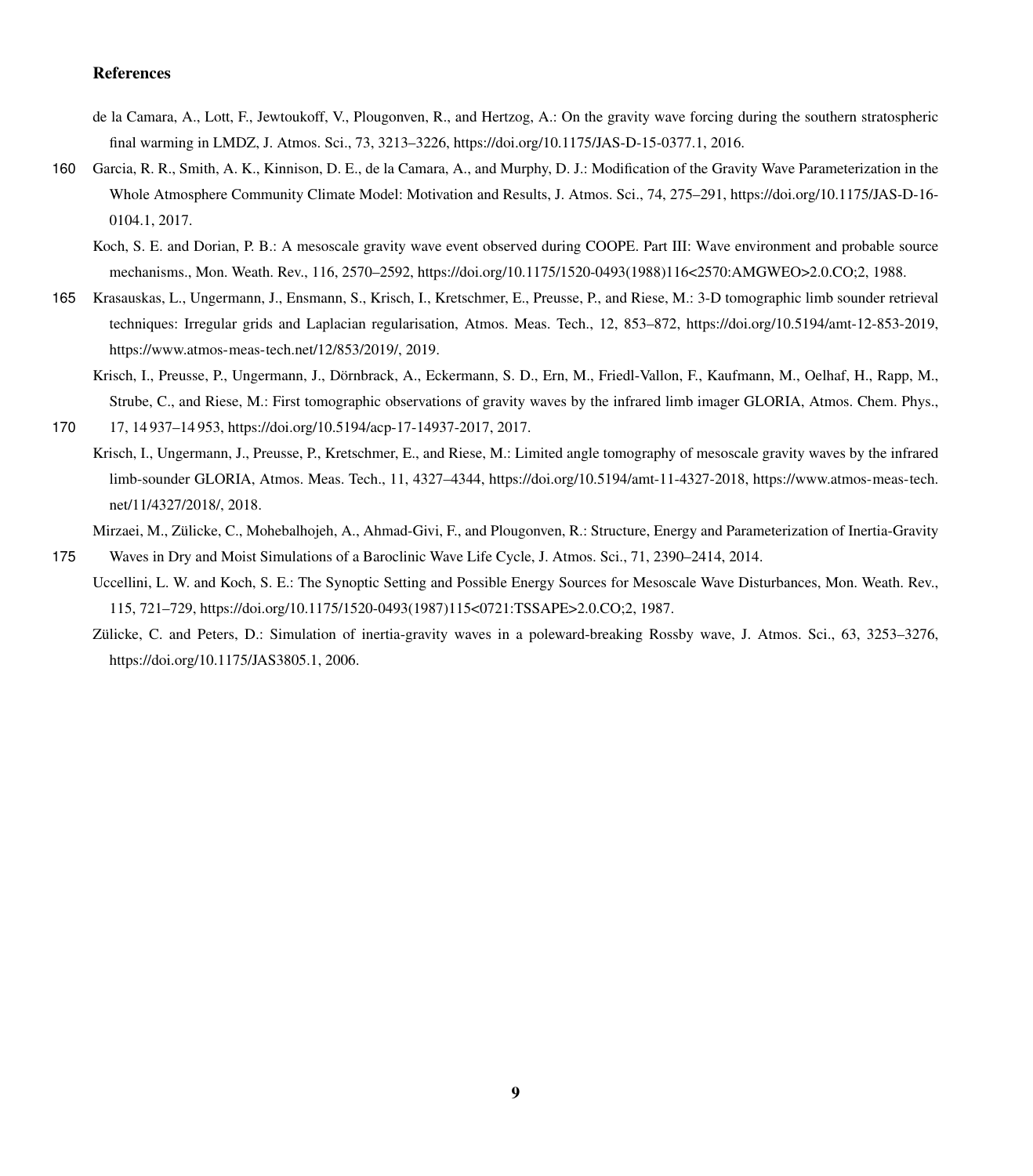# References

de la Camara, A., Lott, F., Jewtoukoff, V., Plougonven, R., and Hertzog, A.: On the gravity wave forcing during the southern stratospheric final warming in LMDZ, J. Atmos. Sci., 73, 3213–3226, https://doi.org/10.1175/JAS-D-15-0377.1, 2016.

Garcia, R. R., Smith, A. K., Kinnison, D. E., de la Camara, A., and Murphy, D. J.: Modification of the Gravity Wave Parameterization in the Whole Atmosphere Community Climate Model: Motivation and Results, J. Atmos. Sci., 74, 275–291, https://doi.org/10.1175/JAS-D-16-0104.1, 2017.

Koch, S. E. and Dorian, P. B.: A mesoscale gravity wave event observed during COOPE. Part III: Wave environment and probable source mechanisms., Mon. Weath. Rev., 116, 2570–2592, https://doi.org/10.1175/1520-0493(1988)116<2570:AMGWEO>2.0.CO;2, 1988.

Krasauskas, L., Ungermann, J., Ensmann, S., Krisch, I., Kretschmer, E., Preusse, P., and Riese, M.: 3-D tomographic limb sounder retrieval techniques: Irregular grids and Laplacian regularisation, Atmos. Meas. Tech., 12, 853–872, https://doi.org/10.5194/amt-12-853-2019, https://www.atmos-meas-tech.net/12/853/2019/, 2019.

Krisch, I., Preusse, P., Ungermann, J., Dörnbrack, A., Eckermann, S. D., Ern, M., Friedl-Vallon, F., Kaufmann, M., Oelhaf, H., Rapp, M., Strube, C., and Riese, M.: First tomographic observations of gravity waves by the infrared limb imager GLORIA, Atmos. Chem. Phys., 17, 14 937–14 953, https://doi.org/10.5194/acp-17-14937-2017, 2017.

Krisch, I., Ungermann, J., Preusse, P., Kretschmer, E., and Riese, M.: Limited angle tomography of mesoscale gravity waves by the infrared limb-sounder GLORIA, Atmos. Meas. Tech., 11, 4327–4344, https://doi.org/10.5194/amt-11-4327-2018, https://www.atmos-meas-tech.net/11/4327/2018/, 2018.

Mirzaei, M., Zülicke, C., Mohebalhojeh, A., Ahmad-Givi, F., and Plougonven, R.: Structure, Energy and Parameterization of Inertia-Gravity Waves in Dry and Moist Simulations of a Baroclinic Wave Life Cycle, J. Atmos. Sci., 71, 2390–2414, 2014.

Uccellini, L. W. and Koch, S. E.: The Synoptic Setting and Possible Energy Sources for Mesoscale Wave Disturbances, Mon. Weath. Rev., 115, 721–729, https://doi.org/10.1175/1520-0493(1987)115<0721:TSSAPE>2.0.CO;2, 1987.

Zülicke, C. and Peters, D.: Simulation of inertia-gravity waves in a poleward-breaking Rossby wave, J. Atmos. Sci., 63, 3253–3276, https://doi.org/10.1175/JAS3805.1, 2006.